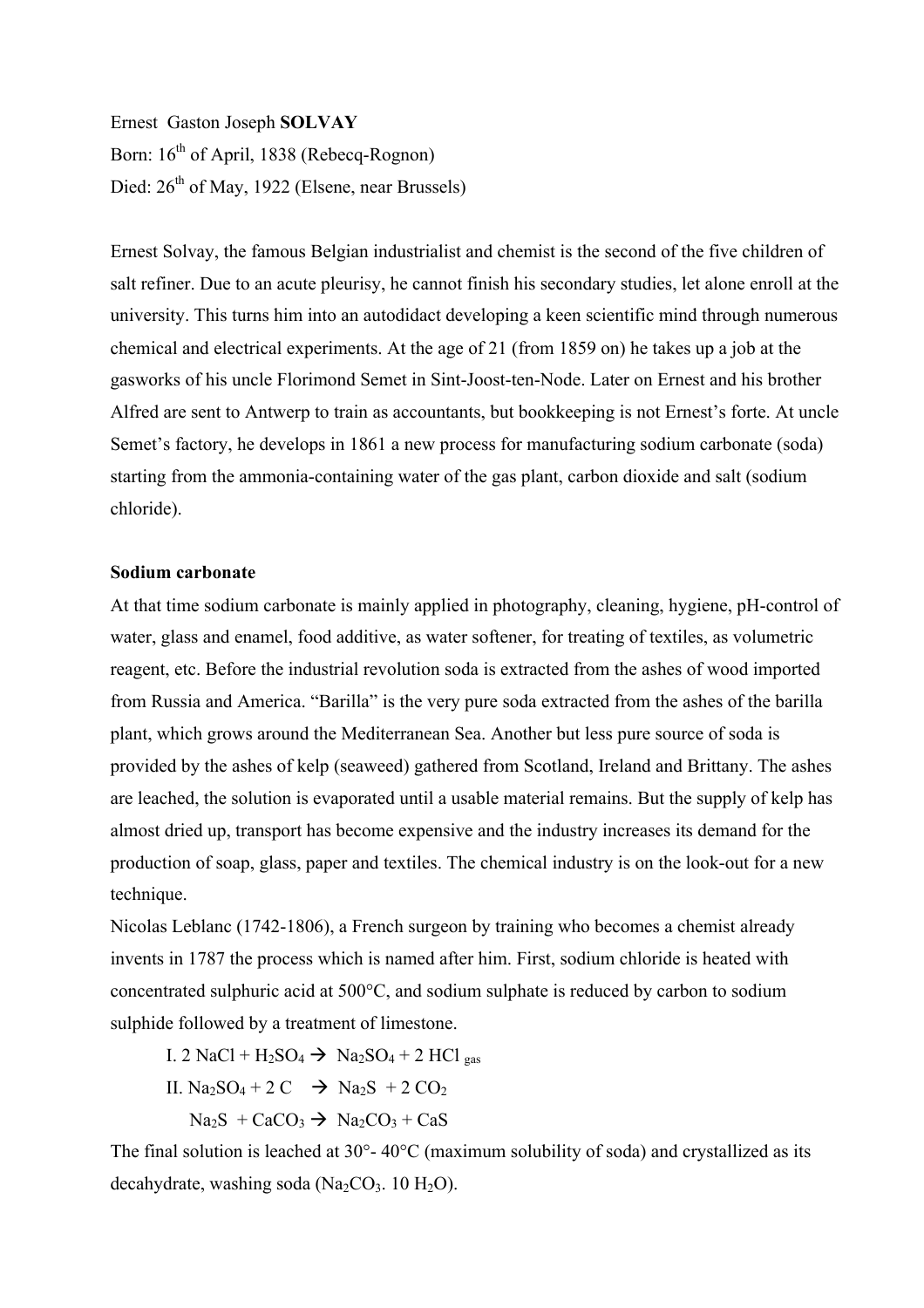Ernest Gaston Joseph **SOLVAY**

Born: 16th of April, 1838 (Rebecq-Rognon)

Died: 26th of May, 1922 (Elsene, near Brussels)

Ernest Solvay, the famous Belgian industrialist and chemist is the second of the five children of salt refiner. Due to an acute pleurisy, he cannot finish his secondary studies, let alone enroll at the university. This turns him into an autodidact developing a keen scientific mind through numerous chemical and electrical experiments. At the age of 21 (from 1859 on) he takes up a job at the gasworks of his uncle Florimond Semet in Sint-Joost-ten-Node. Later on Ernest and his brother Alfred are sent to Antwerp to train as accountants, but bookkeeping is not Ernest's forte. At uncle Semet's factory, he develops in 1861 a new process for manufacturing sodium carbonate (soda) starting from the ammonia-containing water of the gas plant, carbon dioxide and salt (sodium chloride).

**Sodium carbonate**

At that time sodium carbonate is mainly applied in photography, cleaning, hygiene, pH-control of water, glass and enamel, food additive, as water softener, for treating of textiles, as volumetric reagent, etc. Before the industrial revolution soda is extracted from the ashes of wood imported from Russia and America. "Barilla" is the very pure soda extracted from the ashes of the barilla plant, which grows around the Mediterranean Sea. Another but less pure source of soda is provided by the ashes of kelp (seaweed) gathered from Scotland, Ireland and Brittany. The ashes are leached, the solution is evaporated until a usable material remains. But the supply of kelp has almost dried up, transport has become expensive and the industry increases its demand for the production of soap, glass, paper and textiles. The chemical industry is on the look-out for a new technique.

Nicolas Leblanc (1742-1806), a French surgeon by training who becomes a chemist already invents in 1787 the process which is named after him. First, sodium chloride is heated with concentrated sulphuric acid at 500°C, and sodium sulphate is reduced by carbon to sodium sulphide followed by a treatment of limestone.

I. $2\ NaCl + H_2SO_4 \rightarrow Na_2SO_4 + 2\ HCl_{gas}$

II. $Na_2SO_4 + 2\ C \rightarrow Na_2S + 2\ CO_2$

$Na_2S + CaCO_3 \rightarrow Na_2CO_3 + CaS$

The final solution is leached at 30°- 40°C (maximum solubility of soda) and crystallized as its decahydrate, washing soda ($Na_2CO_3 .\ 10\ H_2O$).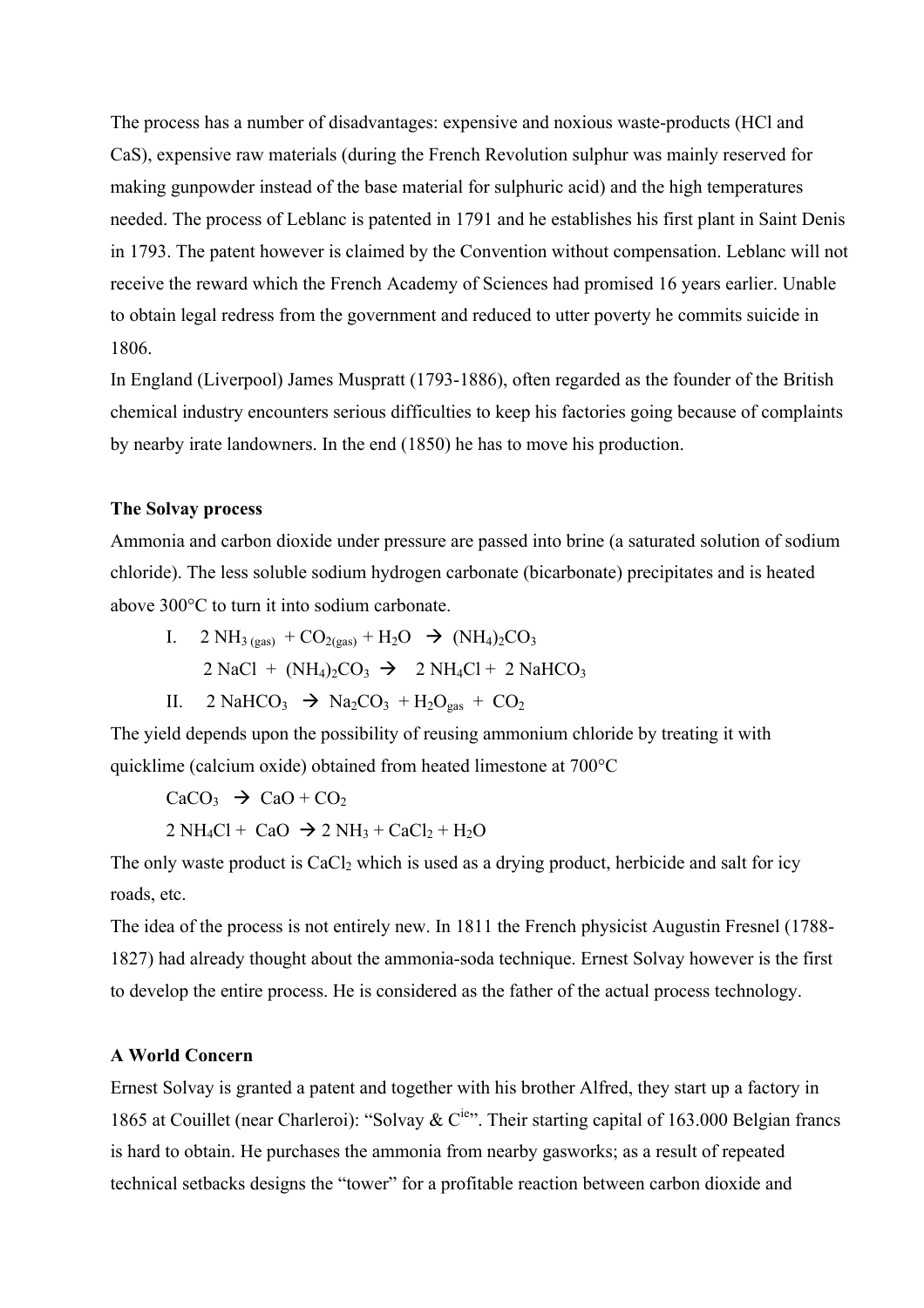The process has a number of disadvantages: expensive and noxious waste-products (HCl and CaS), expensive raw materials (during the French Revolution sulphur was mainly reserved for making gunpowder instead of the base material for sulphuric acid) and the high temperatures needed. The process of Leblanc is patented in 1791 and he establishes his first plant in Saint Denis in 1793. The patent however is claimed by the Convention without compensation. Leblanc will not receive the reward which the French Academy of Sciences had promised 16 years earlier. Unable to obtain legal redress from the government and reduced to utter poverty he commits suicide in 1806.

In England (Liverpool) James Muspratt (1793-1886), often regarded as the founder of the British chemical industry encounters serious difficulties to keep his factories going because of complaints by nearby irate landowners. In the end (1850) he has to move his production.

**The Solvay process**

Ammonia and carbon dioxide under pressure are passed into brine (a saturated solution of sodium chloride). The less soluble sodium hydrogen carbonate (bicarbonate) precipitates and is heated above 300°C to turn it into sodium carbonate.

I. $2\,NH_{3\,(gas)} + CO_{2(gas)} + H_2O \rightarrow (NH_4)_2CO_3$

$2\,NaCl + (NH_4)_2CO_3 \rightarrow 2\,NH_4Cl + 2\,NaHCO_3$

II. $2\,NaHCO_3 \rightarrow Na_2CO_3 + H_2O_{gas} + CO_2$

The yield depends upon the possibility of reusing ammonium chloride by treating it with quicklime (calcium oxide) obtained from heated limestone at 700°C

$CaCO_3 \rightarrow CaO + CO_2$

$2\,NH_4Cl + CaO \rightarrow 2\,NH_3 + CaCl_2 + H_2O$

The only waste product is $CaCl_2$ which is used as a drying product, herbicide and salt for icy roads, etc.

The idea of the process is not entirely new. In 1811 the French physicist Augustin Fresnel (1788-1827) had already thought about the ammonia-soda technique. Ernest Solvay however is the first to develop the entire process. He is considered as the father of the actual process technology.

**A World Concern**

Ernest Solvay is granted a patent and together with his brother Alfred, they start up a factory in 1865 at Couillet (near Charleroi): "Solvay & C$^{ie}$". Their starting capital of 163.000 Belgian francs is hard to obtain. He purchases the ammonia from nearby gasworks; as a result of repeated technical setbacks designs the "tower" for a profitable reaction between carbon dioxide and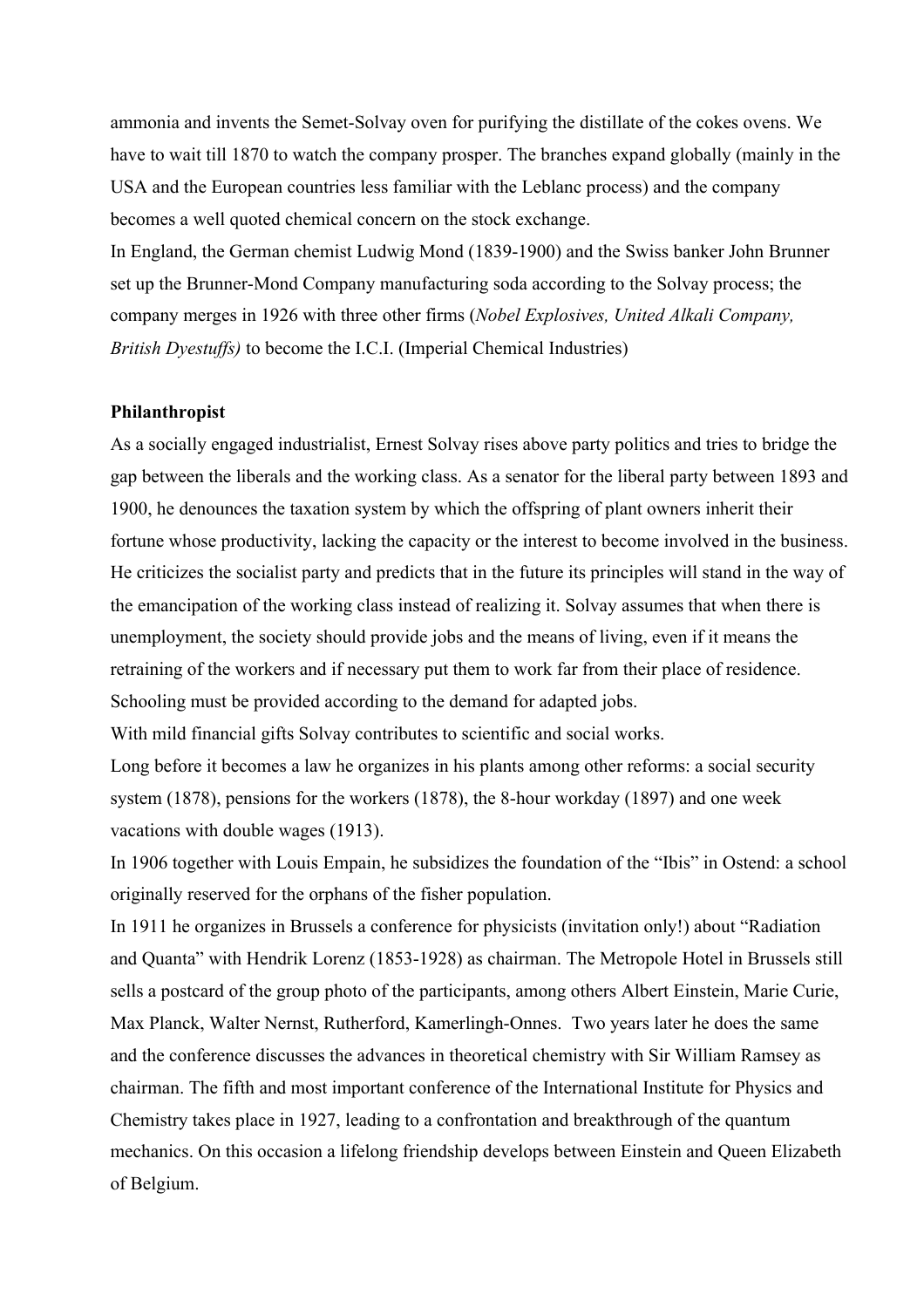ammonia and invents the Semet-Solvay oven for purifying the distillate of the cokes ovens. We have to wait till 1870 to watch the company prosper. The branches expand globally (mainly in the USA and the European countries less familiar with the Leblanc process) and the company becomes a well quoted chemical concern on the stock exchange.

In England, the German chemist Ludwig Mond (1839-1900) and the Swiss banker John Brunner set up the Brunner-Mond Company manufacturing soda according to the Solvay process; the company merges in 1926 with three other firms (*Nobel Explosives, United Alkali Company, British Dyestuffs)* to become the I.C.I. (Imperial Chemical Industries)

**Philanthropist**

As a socially engaged industrialist, Ernest Solvay rises above party politics and tries to bridge the gap between the liberals and the working class. As a senator for the liberal party between 1893 and 1900, he denounces the taxation system by which the offspring of plant owners inherit their fortune whose productivity, lacking the capacity or the interest to become involved in the business. He criticizes the socialist party and predicts that in the future its principles will stand in the way of the emancipation of the working class instead of realizing it. Solvay assumes that when there is unemployment, the society should provide jobs and the means of living, even if it means the retraining of the workers and if necessary put them to work far from their place of residence. Schooling must be provided according to the demand for adapted jobs.

With mild financial gifts Solvay contributes to scientific and social works.

Long before it becomes a law he organizes in his plants among other reforms: a social security system (1878), pensions for the workers (1878), the 8-hour workday (1897) and one week vacations with double wages (1913).

In 1906 together with Louis Empain, he subsidizes the foundation of the "Ibis" in Ostend: a school originally reserved for the orphans of the fisher population.

In 1911 he organizes in Brussels a conference for physicists (invitation only!) about "Radiation and Quanta" with Hendrik Lorenz (1853-1928) as chairman. The Metropole Hotel in Brussels still sells a postcard of the group photo of the participants, among others Albert Einstein, Marie Curie, Max Planck, Walter Nernst, Rutherford, Kamerlingh-Onnes. Two years later he does the same and the conference discusses the advances in theoretical chemistry with Sir William Ramsey as chairman. The fifth and most important conference of the International Institute for Physics and Chemistry takes place in 1927, leading to a confrontation and breakthrough of the quantum mechanics. On this occasion a lifelong friendship develops between Einstein and Queen Elizabeth of Belgium.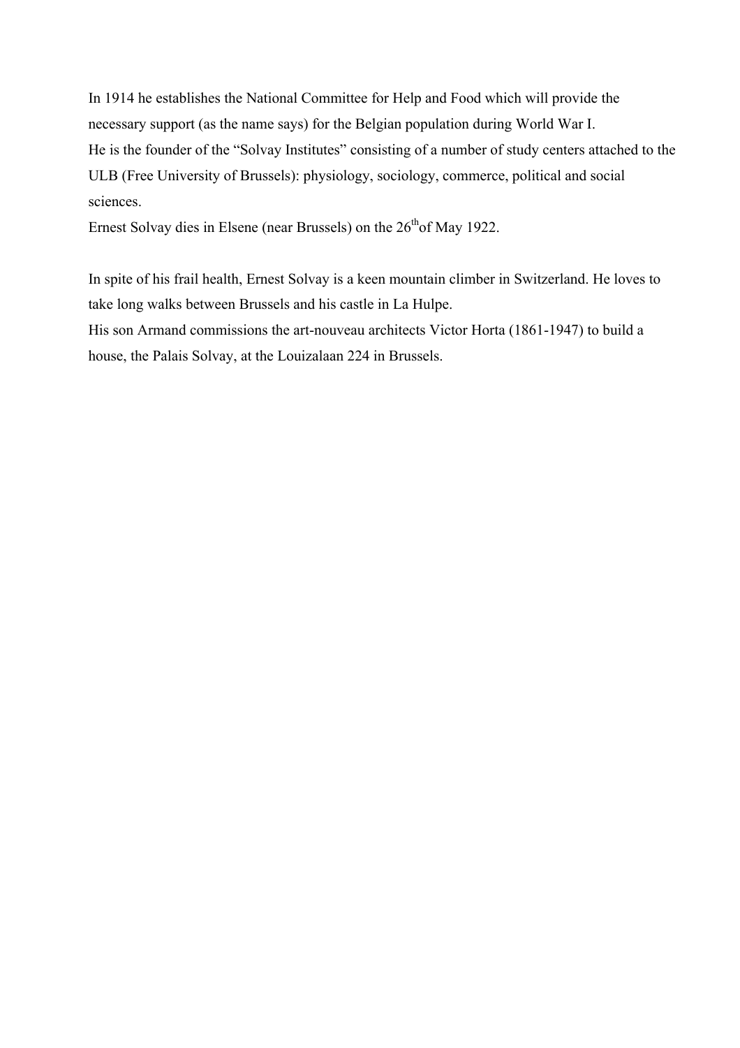In 1914 he establishes the National Committee for Help and Food which will provide the necessary support (as the name says) for the Belgian population during World War I.
He is the founder of the "Solvay Institutes" consisting of a number of study centers attached to the ULB (Free University of Brussels): physiology, sociology, commerce, political and social sciences.
Ernest Solvay dies in Elsene (near Brussels) on the 26th of May 1922.

In spite of his frail health, Ernest Solvay is a keen mountain climber in Switzerland. He loves to take long walks between Brussels and his castle in La Hulpe.
His son Armand commissions the art-nouveau architects Victor Horta (1861-1947) to build a house, the Palais Solvay, at the Louizalaan 224 in Brussels.